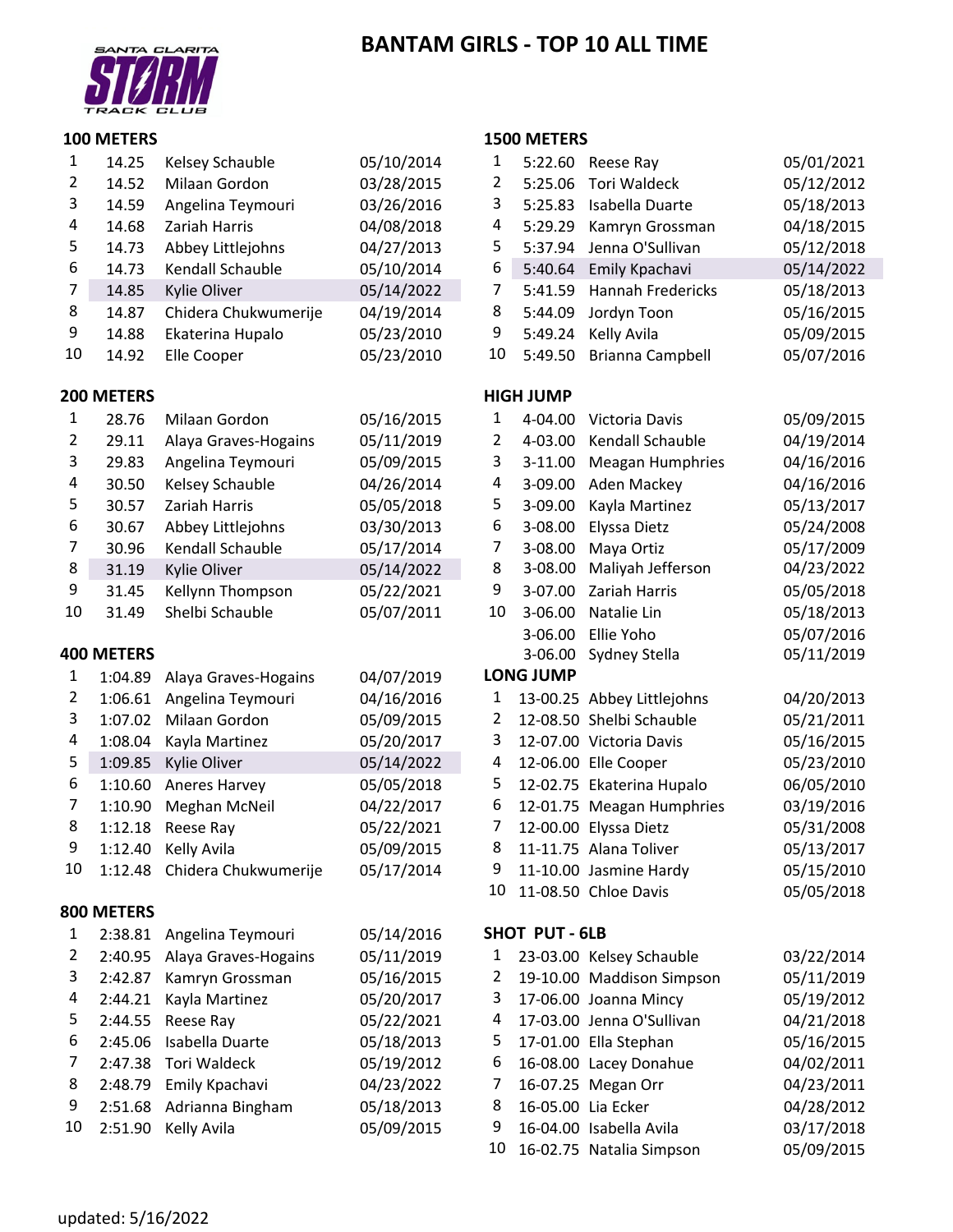SANTA CLARITA STORM TRACK CLUB

# BANTAM GIRLS - TOP 10 ALL TIME

## 100 METERS

| | | | |
|---|---|---|---|
| 1 | 14.25 | Kelsey Schauble | 05/10/2014 |
| 2 | 14.52 | Milaan Gordon | 03/28/2015 |
| 3 | 14.59 | Angelina Teymouri | 03/26/2016 |
| 4 | 14.68 | Zariah Harris | 04/08/2018 |
| 5 | 14.73 | Abbey Littlejohns | 04/27/2013 |
| 6 | 14.73 | Kendall Schauble | 05/10/2014 |
| 7 | 14.85 | Kylie Oliver | 05/14/2022 |
| 8 | 14.87 | Chidera Chukwumerije | 04/19/2014 |
| 9 | 14.88 | Ekaterina Hupalo | 05/23/2010 |
| 10 | 14.92 | Elle Cooper | 05/23/2010 |

## 200 METERS

| | | | |
|---|---|---|---|
| 1 | 28.76 | Milaan Gordon | 05/16/2015 |
| 2 | 29.11 | Alaya Graves-Hogains | 05/11/2019 |
| 3 | 29.83 | Angelina Teymouri | 05/09/2015 |
| 4 | 30.50 | Kelsey Schauble | 04/26/2014 |
| 5 | 30.57 | Zariah Harris | 05/05/2018 |
| 6 | 30.67 | Abbey Littlejohns | 03/30/2013 |
| 7 | 30.96 | Kendall Schauble | 05/17/2014 |
| 8 | 31.19 | Kylie Oliver | 05/14/2022 |
| 9 | 31.45 | Kellynn Thompson | 05/22/2021 |
| 10 | 31.49 | Shelbi Schauble | 05/07/2011 |

## 400 METERS

| | | | |
|---|---|---|---|
| 1 | 1:04.89 | Alaya Graves-Hogains | 04/07/2019 |
| 2 | 1:06.61 | Angelina Teymouri | 04/16/2016 |
| 3 | 1:07.02 | Milaan Gordon | 05/09/2015 |
| 4 | 1:08.04 | Kayla Martinez | 05/20/2017 |
| 5 | 1:09.85 | Kylie Oliver | 05/14/2022 |
| 6 | 1:10.60 | Aneres Harvey | 05/05/2018 |
| 7 | 1:10.90 | Meghan McNeil | 04/22/2017 |
| 8 | 1:12.18 | Reese Ray | 05/22/2021 |
| 9 | 1:12.40 | Kelly Avila | 05/09/2015 |
| 10 | 1:12.48 | Chidera Chukwumerije | 05/17/2014 |

## 800 METERS

| | | | |
|---|---|---|---|
| 1 | 2:38.81 | Angelina Teymouri | 05/14/2016 |
| 2 | 2:40.95 | Alaya Graves-Hogains | 05/11/2019 |
| 3 | 2:42.87 | Kamryn Grossman | 05/16/2015 |
| 4 | 2:44.21 | Kayla Martinez | 05/20/2017 |
| 5 | 2:44.55 | Reese Ray | 05/22/2021 |
| 6 | 2:45.06 | Isabella Duarte | 05/18/2013 |
| 7 | 2:47.38 | Tori Waldeck | 05/19/2012 |
| 8 | 2:48.79 | Emily Kpachavi | 04/23/2022 |
| 9 | 2:51.68 | Adrianna Bingham | 05/18/2013 |
| 10 | 2:51.90 | Kelly Avila | 05/09/2015 |

## 1500 METERS

| | | | |
|---|---|---|---|
| 1 | 5:22.60 | Reese Ray | 05/01/2021 |
| 2 | 5:25.06 | Tori Waldeck | 05/12/2012 |
| 3 | 5:25.83 | Isabella Duarte | 05/18/2013 |
| 4 | 5:29.29 | Kamryn Grossman | 04/18/2015 |
| 5 | 5:37.94 | Jenna O'Sullivan | 05/12/2018 |
| 6 | 5:40.64 | Emily Kpachavi | 05/14/2022 |
| 7 | 5:41.59 | Hannah Fredericks | 05/18/2013 |
| 8 | 5:44.09 | Jordyn Toon | 05/16/2015 |
| 9 | 5:49.24 | Kelly Avila | 05/09/2015 |
| 10 | 5:49.50 | Brianna Campbell | 05/07/2016 |

## HIGH JUMP

| | | | |
|---|---|---|---|
| 1 | 4-04.00 | Victoria Davis | 05/09/2015 |
| 2 | 4-03.00 | Kendall Schauble | 04/19/2014 |
| 3 | 3-11.00 | Meagan Humphries | 04/16/2016 |
| 4 | 3-09.00 | Aden Mackey | 04/16/2016 |
| 5 | 3-09.00 | Kayla Martinez | 05/13/2017 |
| 6 | 3-08.00 | Elyssa Dietz | 05/24/2008 |
| 7 | 3-08.00 | Maya Ortiz | 05/17/2009 |
| 8 | 3-08.00 | Maliyah Jefferson | 04/23/2022 |
| 9 | 3-07.00 | Zariah Harris | 05/05/2018 |
| 10 | 3-06.00 | Natalie Lin | 05/18/2013 |
| | 3-06.00 | Ellie Yoho | 05/07/2016 |
| | 3-06.00 | Sydney Stella | 05/11/2019 |

## LONG JUMP

| | | | |
|---|---|---|---|
| 1 | 13-00.25 | Abbey Littlejohns | 04/20/2013 |
| 2 | 12-08.50 | Shelbi Schauble | 05/21/2011 |
| 3 | 12-07.00 | Victoria Davis | 05/16/2015 |
| 4 | 12-06.00 | Elle Cooper | 05/23/2010 |
| 5 | 12-02.75 | Ekaterina Hupalo | 06/05/2010 |
| 6 | 12-01.75 | Meagan Humphries | 03/19/2016 |
| 7 | 12-00.00 | Elyssa Dietz | 05/31/2008 |
| 8 | 11-11.75 | Alana Toliver | 05/13/2017 |
| 9 | 11-10.00 | Jasmine Hardy | 05/15/2010 |
| 10 | 11-08.50 | Chloe Davis | 05/05/2018 |

## SHOT PUT - 6LB

| | | | |
|---|---|---|---|
| 1 | 23-03.00 | Kelsey Schauble | 03/22/2014 |
| 2 | 19-10.00 | Maddison Simpson | 05/11/2019 |
| 3 | 17-06.00 | Joanna Mincy | 05/19/2012 |
| 4 | 17-03.00 | Jenna O'Sullivan | 04/21/2018 |
| 5 | 17-01.00 | Ella Stephan | 05/16/2015 |
| 6 | 16-08.00 | Lacey Donahue | 04/02/2011 |
| 7 | 16-07.25 | Megan Orr | 04/23/2011 |
| 8 | 16-05.00 | Lia Ecker | 04/28/2012 |
| 9 | 16-04.00 | Isabella Avila | 03/17/2018 |
| 10 | 16-02.75 | Natalia Simpson | 05/09/2015 |

updated: 5/16/2022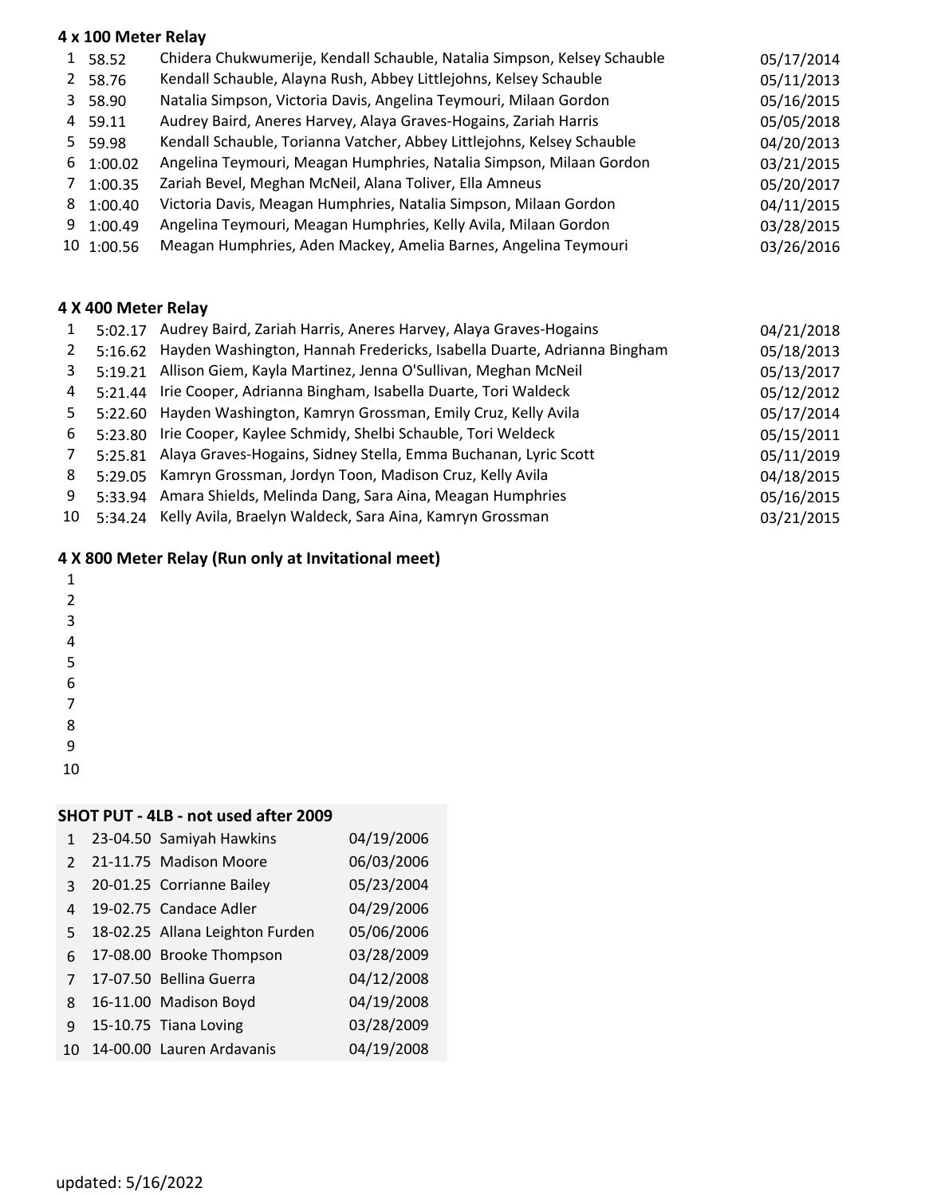**4 x 100 Meter Relay**

| | | | |
|---|---|---|---|
| 1 | 58.52 | Chidera Chukwumerije, Kendall Schauble, Natalia Simpson, Kelsey Schauble | 05/17/2014 |
| 2 | 58.76 | Kendall Schauble, Alayna Rush, Abbey Littlejohns, Kelsey Schauble | 05/11/2013 |
| 3 | 58.90 | Natalia Simpson, Victoria Davis, Angelina Teymouri, Milaan Gordon | 05/16/2015 |
| 4 | 59.11 | Audrey Baird, Aneres Harvey, Alaya Graves-Hogains, Zariah Harris | 05/05/2018 |
| 5 | 59.98 | Kendall Schauble, Torianna Vatcher, Abbey Littlejohns, Kelsey Schauble | 04/20/2013 |
| 6 | 1:00.02 | Angelina Teymouri, Meagan Humphries, Natalia Simpson, Milaan Gordon | 03/21/2015 |
| 7 | 1:00.35 | Zariah Bevel, Meghan McNeil, Alana Toliver, Ella Amneus | 05/20/2017 |
| 8 | 1:00.40 | Victoria Davis, Meagan Humphries, Natalia Simpson, Milaan Gordon | 04/11/2015 |
| 9 | 1:00.49 | Angelina Teymouri, Meagan Humphries, Kelly Avila, Milaan Gordon | 03/28/2015 |
| 10 | 1:00.56 | Meagan Humphries, Aden Mackey, Amelia Barnes, Angelina Teymouri | 03/26/2016 |

**4 X 400 Meter Relay**

| | | | |
|---|---|---|---|
| 1 | 5:02.17 | Audrey Baird, Zariah Harris, Aneres Harvey, Alaya Graves-Hogains | 04/21/2018 |
| 2 | 5:16.62 | Hayden Washington, Hannah Fredericks, Isabella Duarte, Adrianna Bingham | 05/18/2013 |
| 3 | 5:19.21 | Allison Giem, Kayla Martinez, Jenna O'Sullivan, Meghan McNeil | 05/13/2017 |
| 4 | 5:21.44 | Irie Cooper, Adrianna Bingham, Isabella Duarte, Tori Waldeck | 05/12/2012 |
| 5 | 5:22.60 | Hayden Washington, Kamryn Grossman, Emily Cruz, Kelly Avila | 05/17/2014 |
| 6 | 5:23.80 | Irie Cooper, Kaylee Schmidy, Shelbi Schauble, Tori Weldeck | 05/15/2011 |
| 7 | 5:25.81 | Alaya Graves-Hogains, Sidney Stella, Emma Buchanan, Lyric Scott | 05/11/2019 |
| 8 | 5:29.05 | Kamryn Grossman, Jordyn Toon, Madison Cruz, Kelly Avila | 04/18/2015 |
| 9 | 5:33.94 | Amara Shields, Melinda Dang, Sara Aina, Meagan Humphries | 05/16/2015 |
| 10 | 5:34.24 | Kelly Avila, Braelyn Waldeck, Sara Aina, Kamryn Grossman | 03/21/2015 |

**4 X 800 Meter Relay (Run only at Invitational meet)**

1
2
3
4
5
6
7
8
9
10

**SHOT PUT - 4LB - not used after 2009**

| | | | |
|---|---|---|---|
| 1 | 23-04.50 | Samiyah Hawkins | 04/19/2006 |
| 2 | 21-11.75 | Madison Moore | 06/03/2006 |
| 3 | 20-01.25 | Corrianne Bailey | 05/23/2004 |
| 4 | 19-02.75 | Candace Adler | 04/29/2006 |
| 5 | 18-02.25 | Allana Leighton Furden | 05/06/2006 |
| 6 | 17-08.00 | Brooke Thompson | 03/28/2009 |
| 7 | 17-07.50 | Bellina Guerra | 04/12/2008 |
| 8 | 16-11.00 | Madison Boyd | 04/19/2008 |
| 9 | 15-10.75 | Tiana Loving | 03/28/2009 |
| 10 | 14-00.00 | Lauren Ardavanis | 04/19/2008 |

updated: 5/16/2022